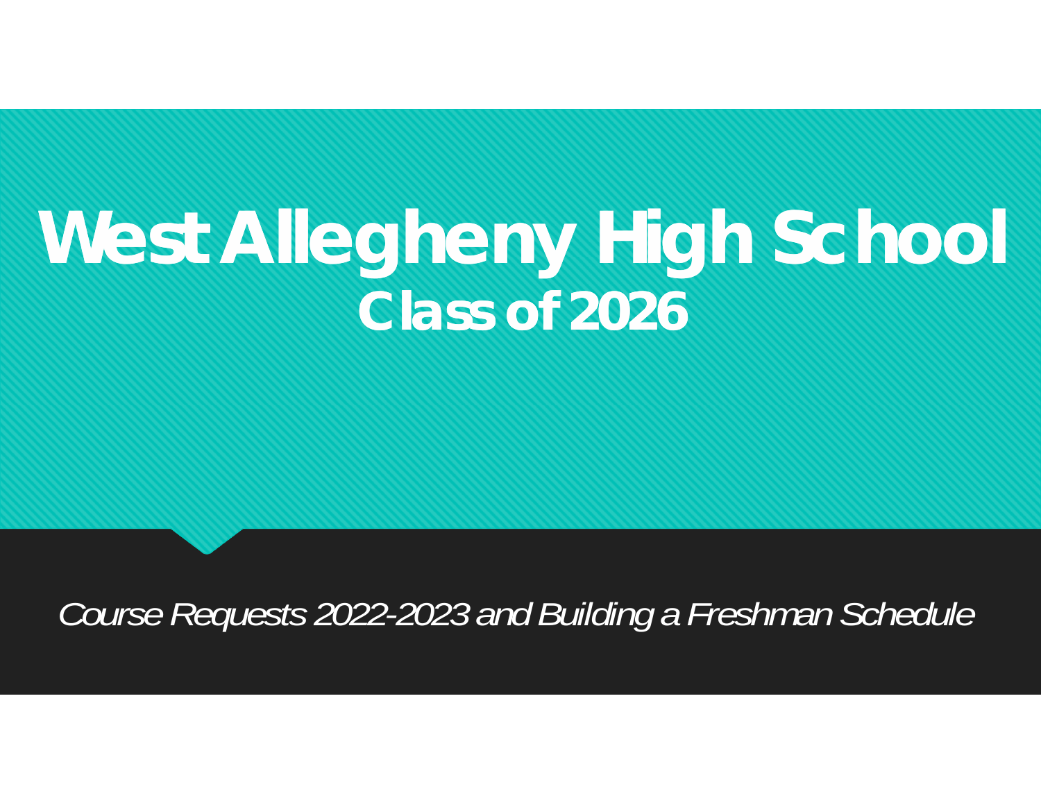# West Allegheny High School

## Class of 2026

*Course Requests 2022-2023 and Building a Freshman Schedule*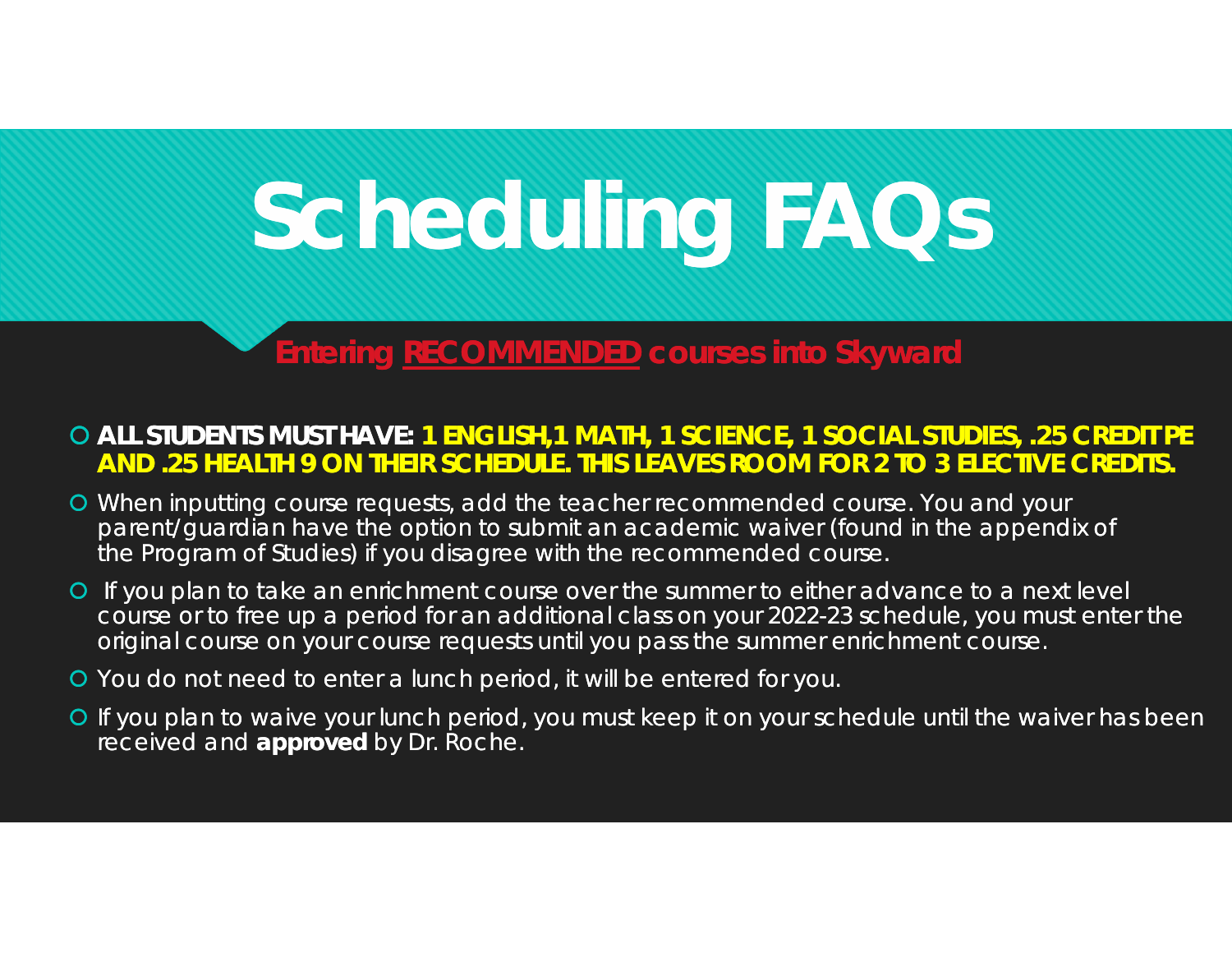# Scheduling FAQs

## Entering RECOMMENDED courses into Skyward

- **ALL STUDENTS MUST HAVE: 1 ENGLISH,1 MATH, 1 SCIENCE, 1 SOCIAL STUDIES, .25 CREDIT PE AND .25 HEALTH 9 ON THEIR SCHEDULE. THIS LEAVES ROOM FOR 2 TO 3 ELECTIVE CREDITS.**
- When inputting course requests, add the teacher recommended course. You and your parent/guardian have the option to submit an academic waiver (found in the appendix of the Program of Studies) if you disagree with the recommended course.
- If you plan to take an enrichment course over the summer to either advance to a next level course or to free up a period for an additional class on your 2022-23 schedule, you must enter the original course on your course requests until you pass the summer enrichment course.
- You do not need to enter a lunch period, it will be entered for you.
- If you plan to waive your lunch period, you must keep it on your schedule until the waiver has been received and **approved** by Dr. Roche.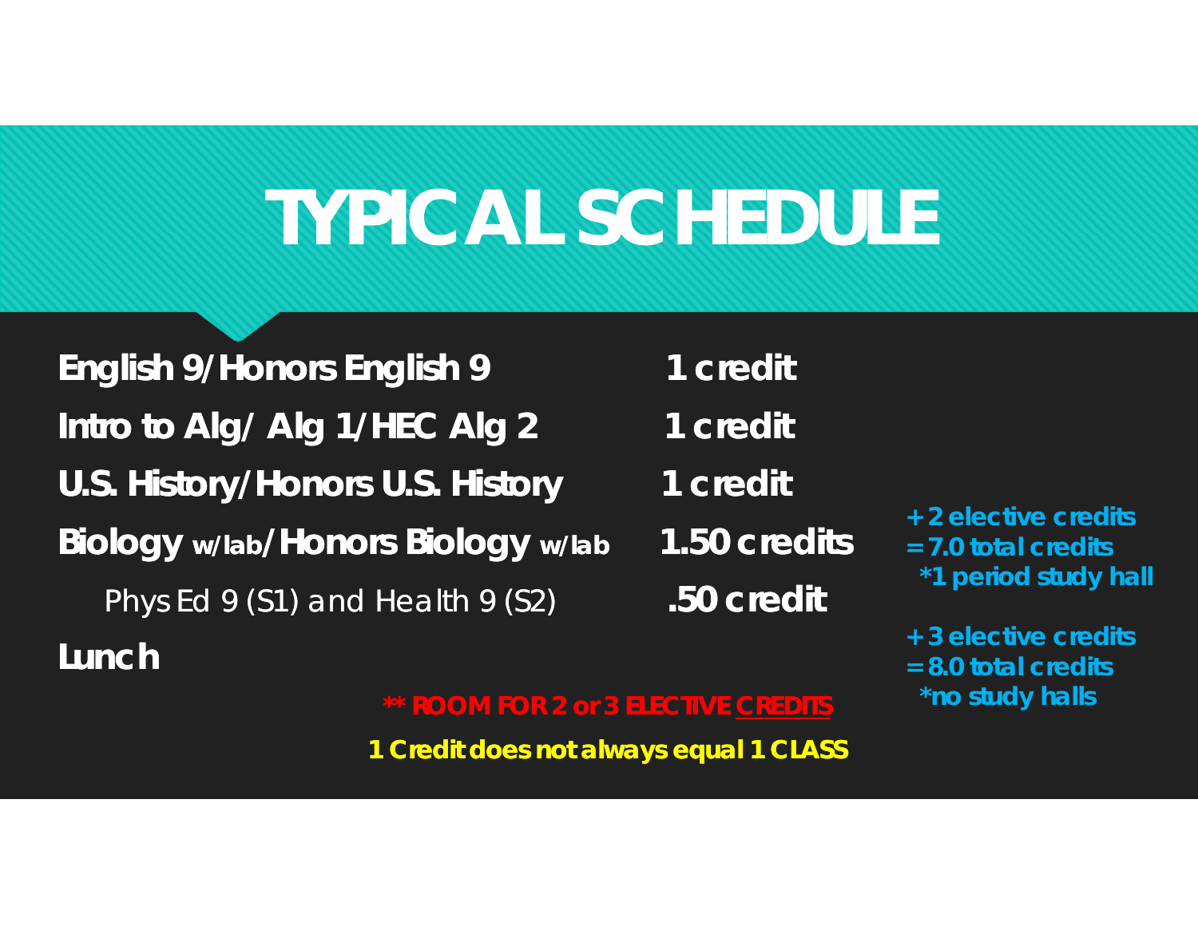# TYPICAL SCHEDULE

| Course | Credits |
| --- | --- |
| **English 9/Honors English 9** | **1 credit** |
| **Intro to Alg/ Alg 1/HEC Alg 2** | **1 credit** |
| **U.S. History/Honors U.S. History** | **1 credit** |
| **Biology** w/lab**/Honors Biology** w/lab | **1.50 credits** |
| Phys Ed 9 (S1) and Health 9 (S2) | **.50 credit** |
| **Lunch** | |

**+2 elective credits**
**=7.0 total credits**
**\*1 period study hall**

**+3 elective credits**
**=8.0 total credits**
**\*no study halls**

**\*\* ROOM FOR 2 or 3 ELECTIVE CREDITS**

**1 Credit does not always equal 1 CLASS**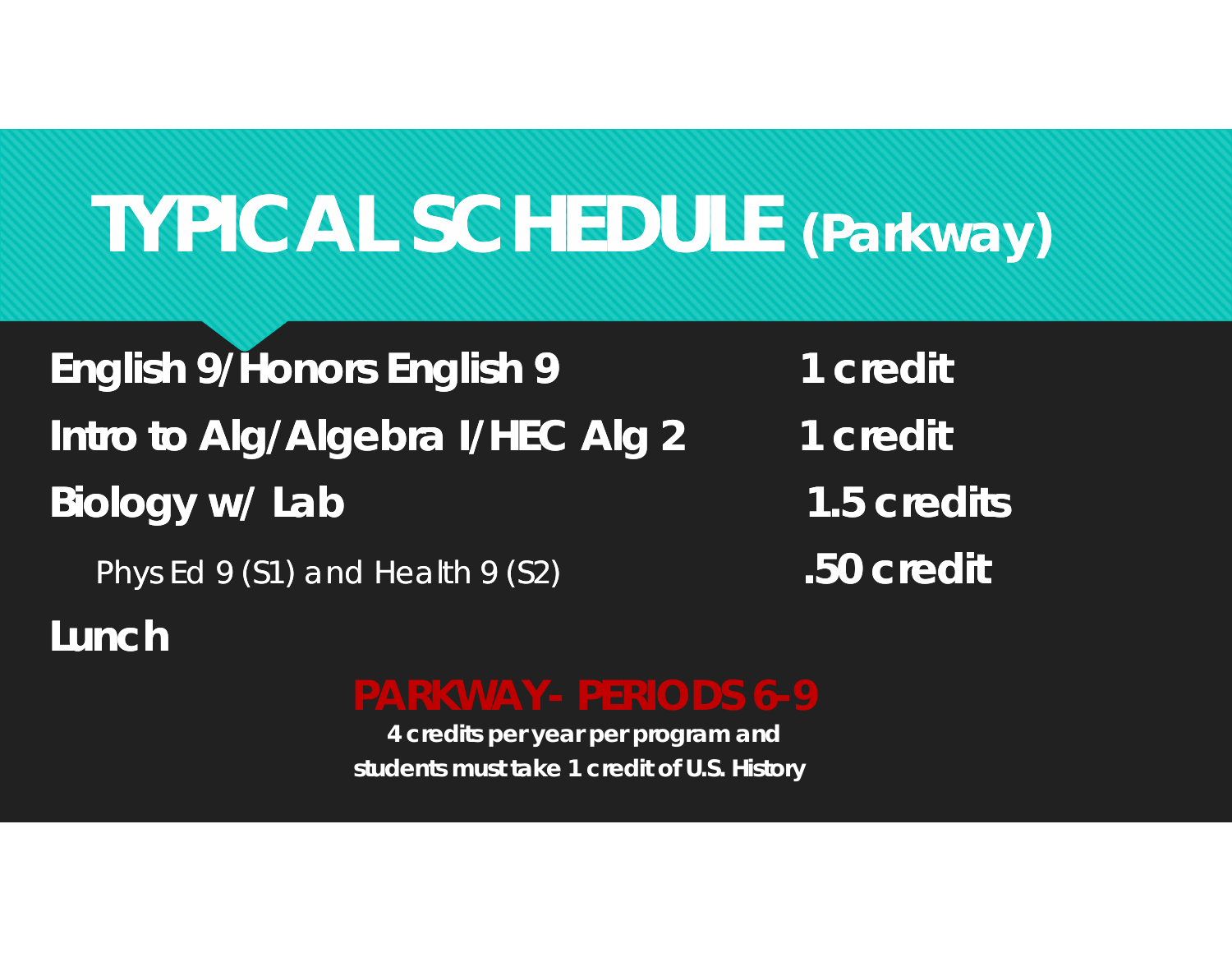# TYPICAL SCHEDULE (Parkway)

| | |
|---|---|
| **English 9/Honors English 9** | **1 credit** |
| **Intro to Alg/Algebra I/HEC Alg 2** | **1 credit** |
| **Biology w/ Lab** | **1.5 credits** |
| Phys Ed 9 (S1) and Health 9 (S2) | **.50 credit** |
| **Lunch** | |

## PARKWAY- PERIODS 6-9

**4 credits per year per program and students must take 1 credit of U.S. History**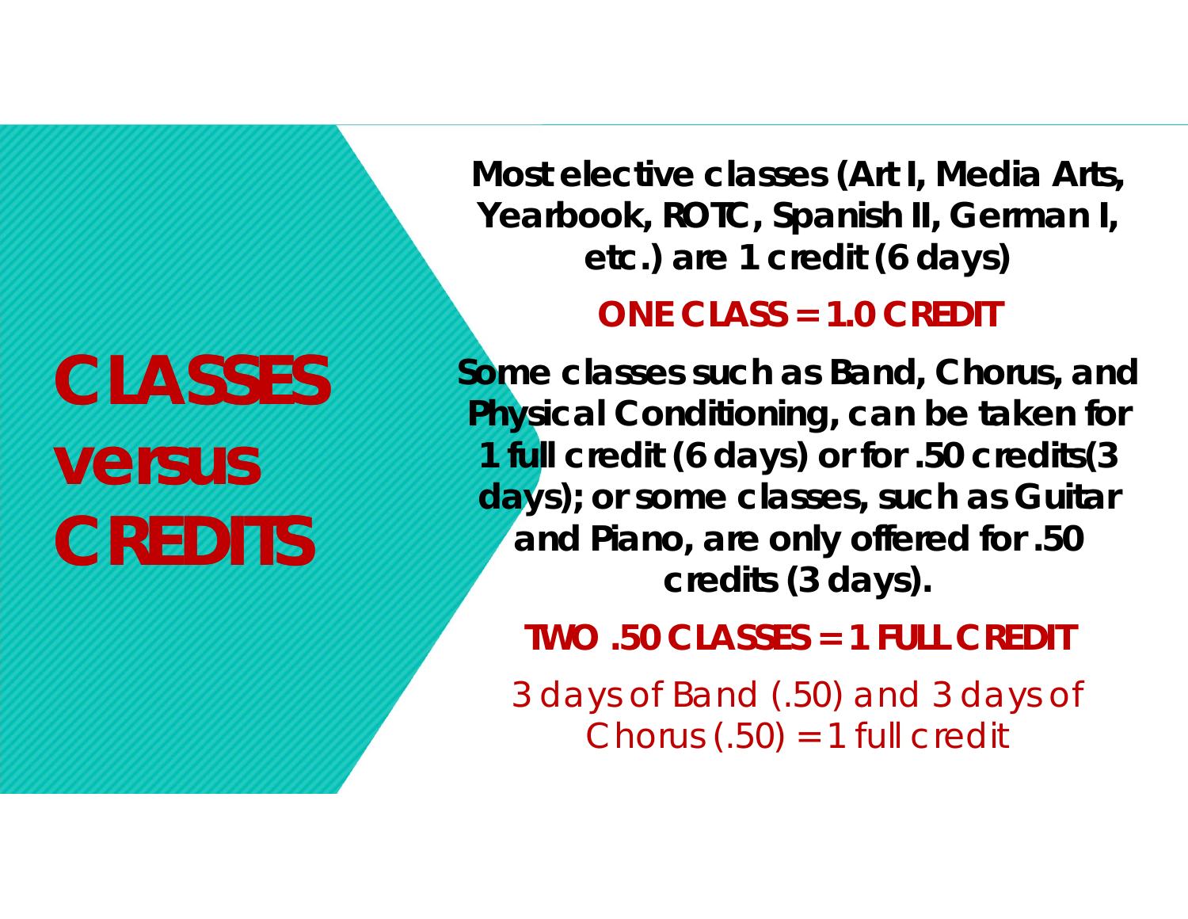# CLASSES versus CREDITS

**Most elective classes (Art I, Media Arts, Yearbook, ROTC, Spanish II, German I, etc.) are 1 credit (6 days)**

**ONE CLASS = 1.0 CREDIT**

**Some classes such as Band, Chorus, and Physical Conditioning, can be taken for 1 full credit (6 days) or for .50 credits(3 days); or some classes, such as Guitar and Piano, are only offered for .50 credits (3 days).**

**TWO .50 CLASSES = 1 FULL CREDIT**

3 days of Band (.50) and 3 days of Chorus (.50) = 1 full credit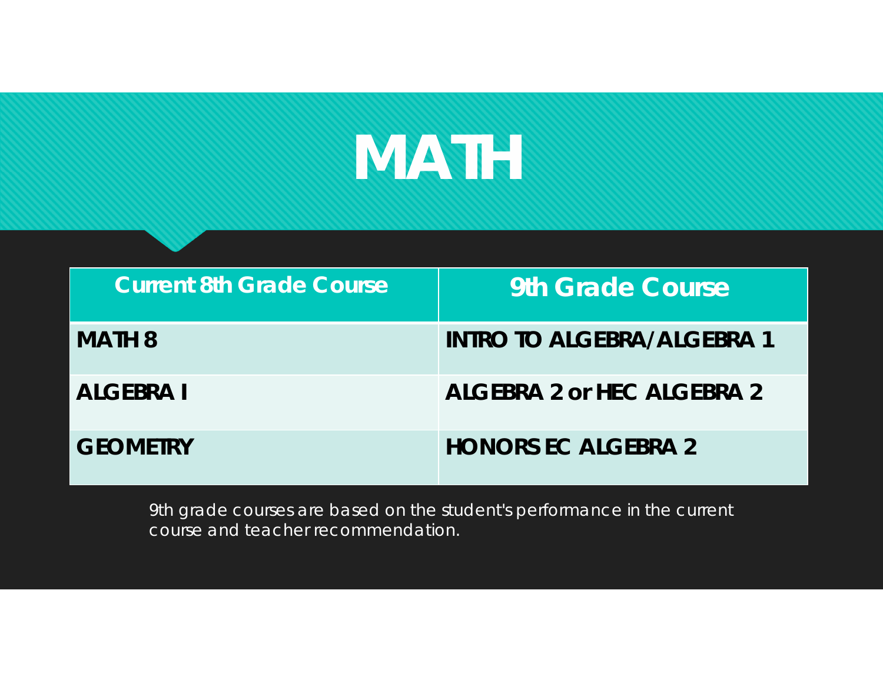# MATH

| Current 8th Grade Course | 9th Grade Course |
| --- | --- |
| MATH 8 | INTRO TO ALGEBRA/ALGEBRA 1 |
| ALGEBRA I | ALGEBRA 2 or HEC ALGEBRA 2 |
| GEOMETRY | HONORS EC ALGEBRA 2 |

9th grade courses are based on the student's performance in the current course and teacher recommendation.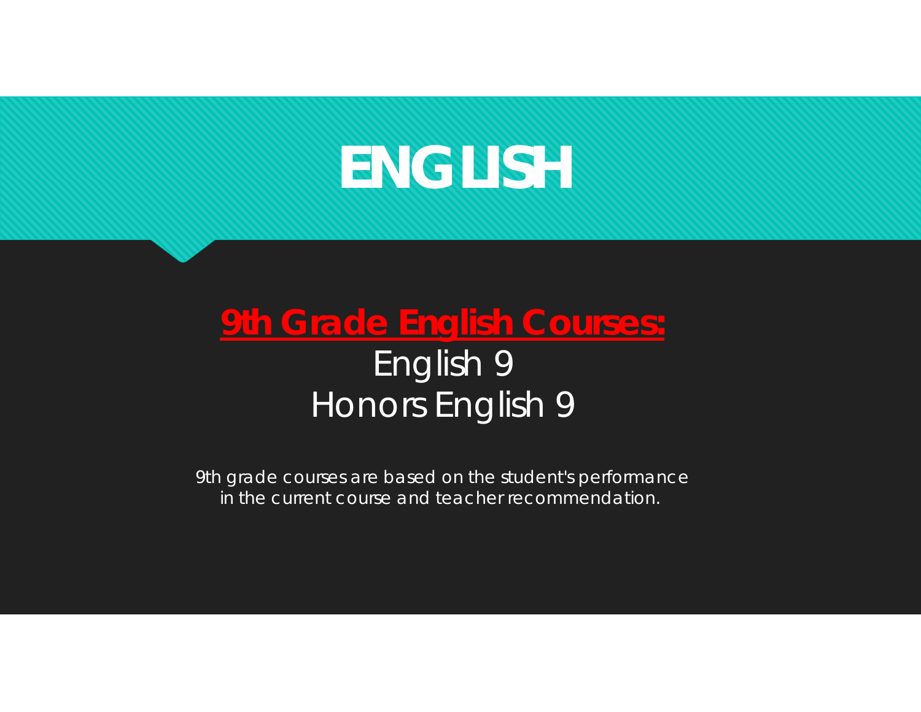# ENGLISH

**9th Grade English Courses:**

English 9

Honors English 9

9th grade courses are based on the student's performance in the current course and teacher recommendation.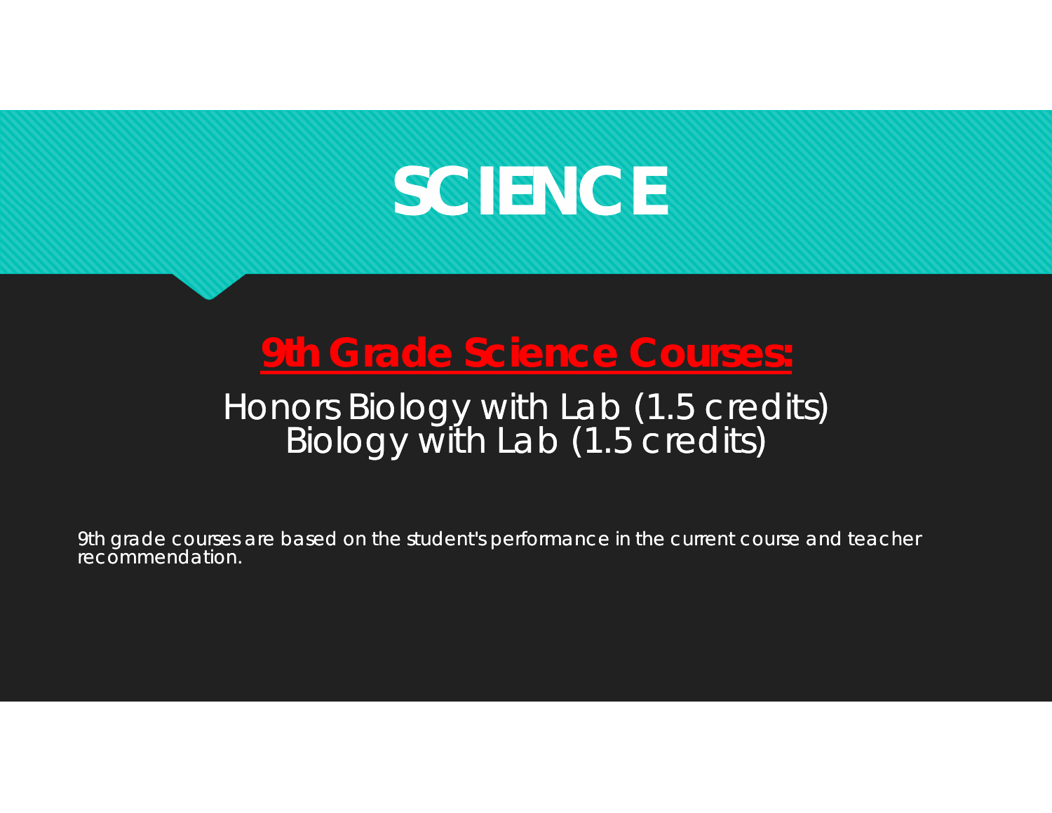# SCIENCE

## 9th Grade Science Courses:

Honors Biology with Lab (1.5 credits)
Biology with Lab (1.5 credits)

9th grade courses are based on the student's performance in the current course and teacher recommendation.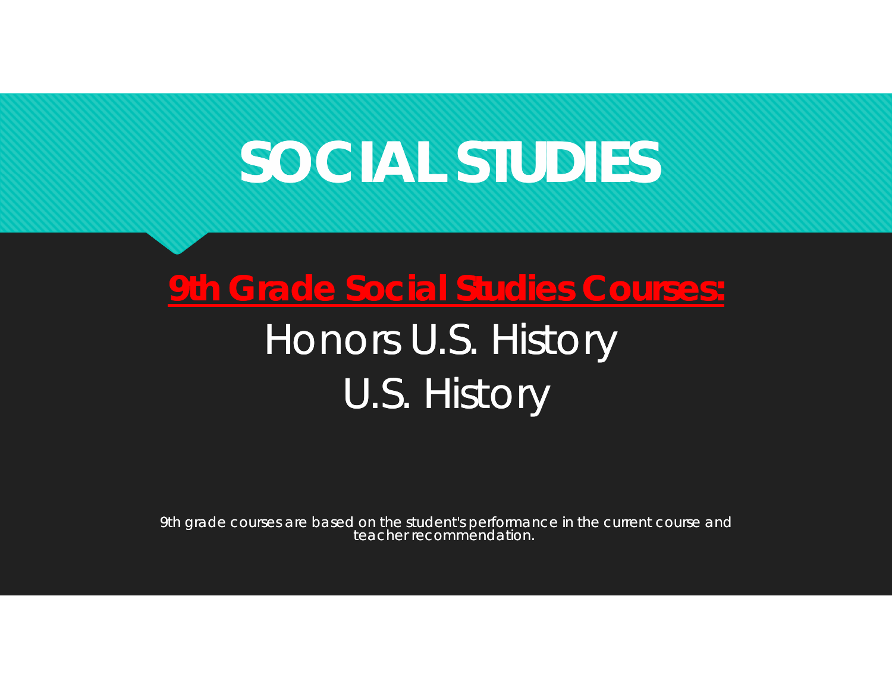# SOCIAL STUDIES

## 9th Grade Social Studies Courses:

Honors U.S. History

U.S. History

9th grade courses are based on the student's performance in the current course and teacher recommendation.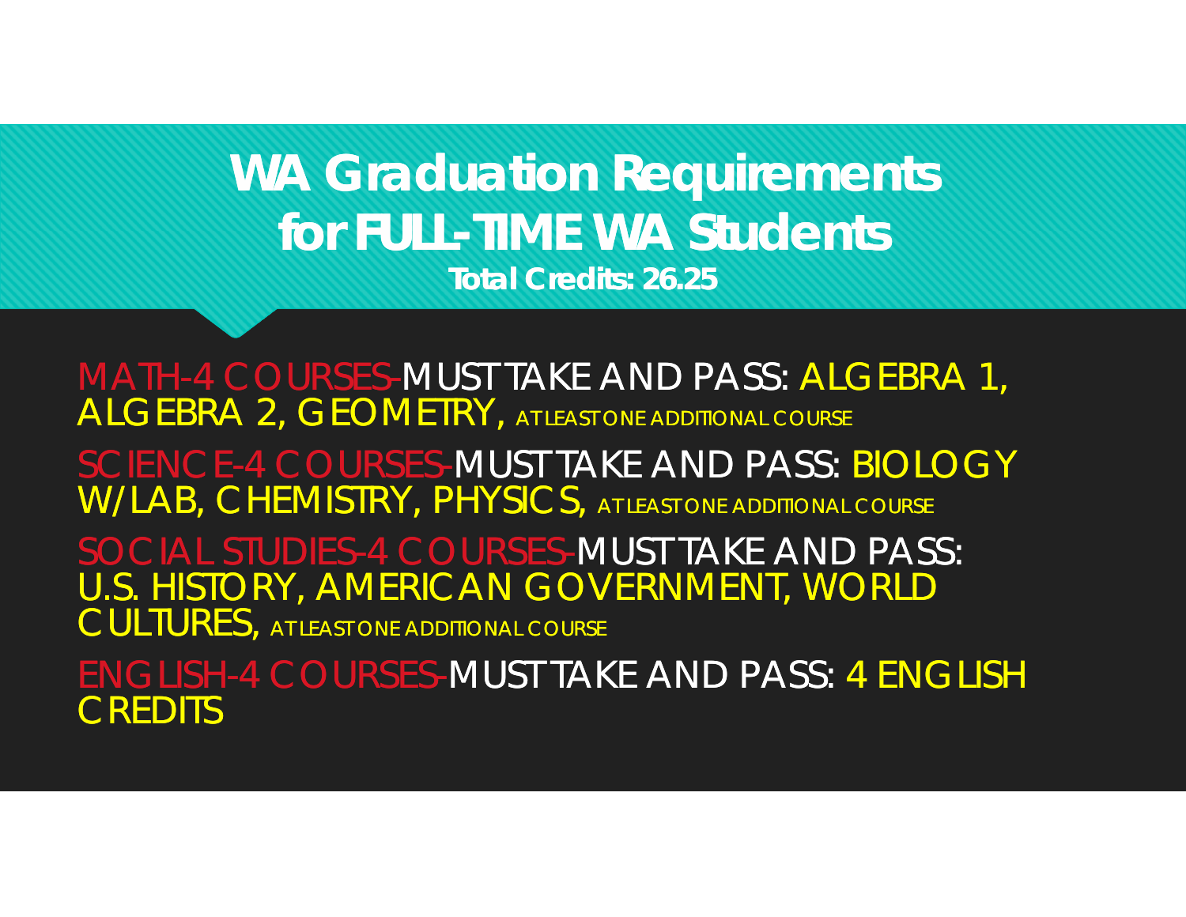# WA Graduation Requirements for FULL-TIME WA Students

**Total Credits: 26.25**

MATH-4 COURSES-MUST TAKE AND PASS: ALGEBRA 1, ALGEBRA 2, GEOMETRY, AT LEAST ONE ADDITIONAL COURSE

SCIENCE-4 COURSES-MUST TAKE AND PASS: BIOLOGY W/LAB, CHEMISTRY, PHYSICS, AT LEAST ONE ADDITIONAL COURSE

SOCIAL STUDIES-4 COURSES-MUST TAKE AND PASS: U.S. HISTORY, AMERICAN GOVERNMENT, WORLD CULTURES, AT LEAST ONE ADDITIONAL COURSE

ENGLISH-4 COURSES-MUST TAKE AND PASS: 4 ENGLISH CREDITS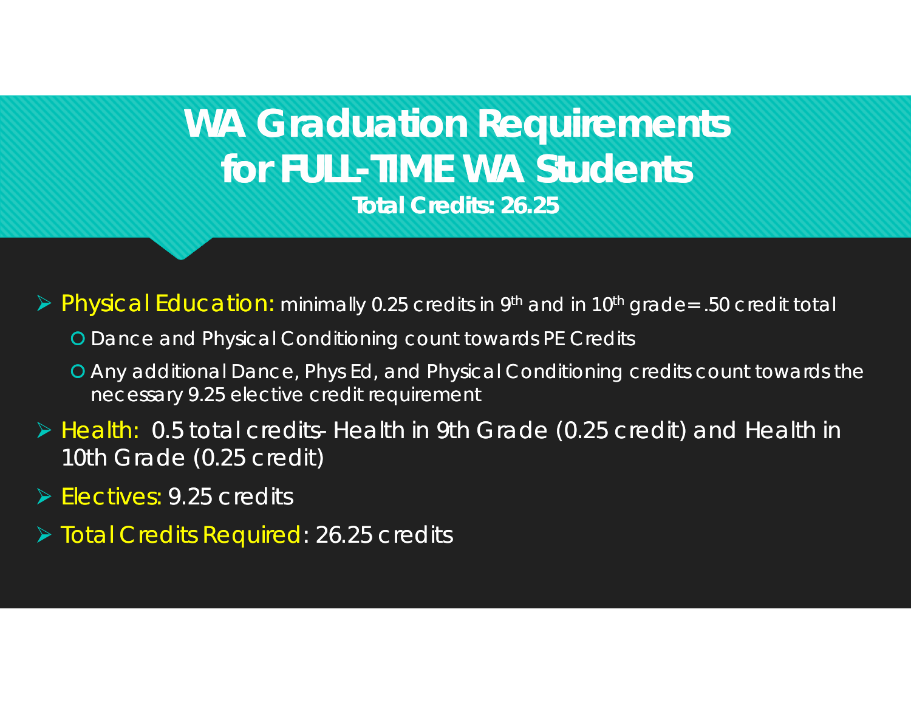# WA Graduation Requirements for FULL-TIME WA Students

**Total Credits: 26.25**

- Physical Education: minimally 0.25 credits in 9th and in 10th grade= .50 credit total
  - Dance and Physical Conditioning count towards PE Credits
  - Any additional Dance, Phys Ed, and Physical Conditioning credits count towards the necessary 9.25 elective credit requirement
- Health: 0.5 total credits- Health in 9th Grade (0.25 credit) and Health in 10th Grade (0.25 credit)
- Electives: 9.25 credits
- Total Credits Required: 26.25 credits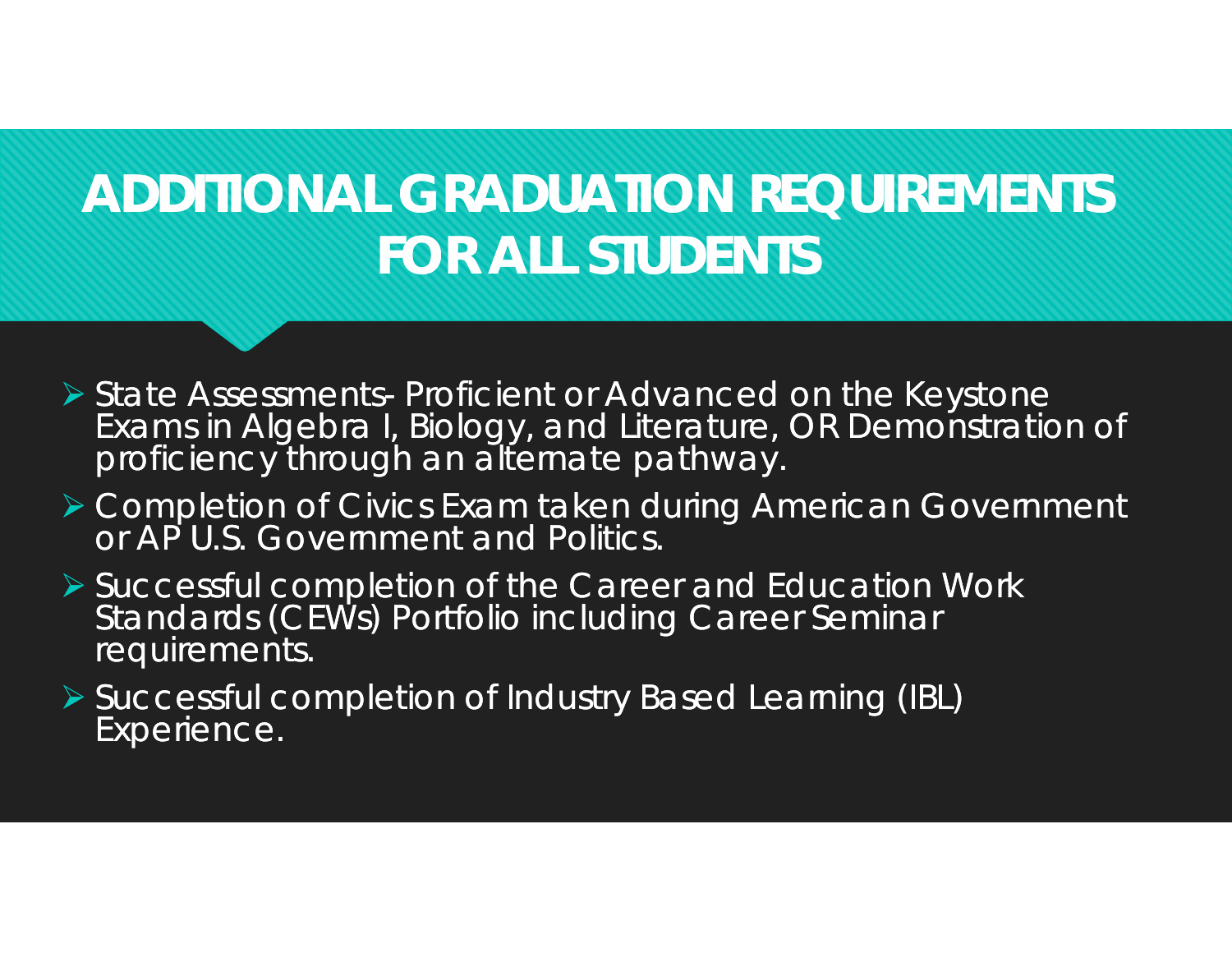# ADDITIONAL GRADUATION REQUIREMENTS FOR ALL STUDENTS

- State Assessments- Proficient or Advanced on the Keystone Exams in Algebra I, Biology, and Literature, OR Demonstration of proficiency through an alternate pathway.
- Completion of Civics Exam taken during American Government or AP U.S. Government and Politics.
- Successful completion of the Career and Education Work Standards (CEWs) Portfolio including Career Seminar requirements.
- Successful completion of Industry Based Learning (IBL) Experience.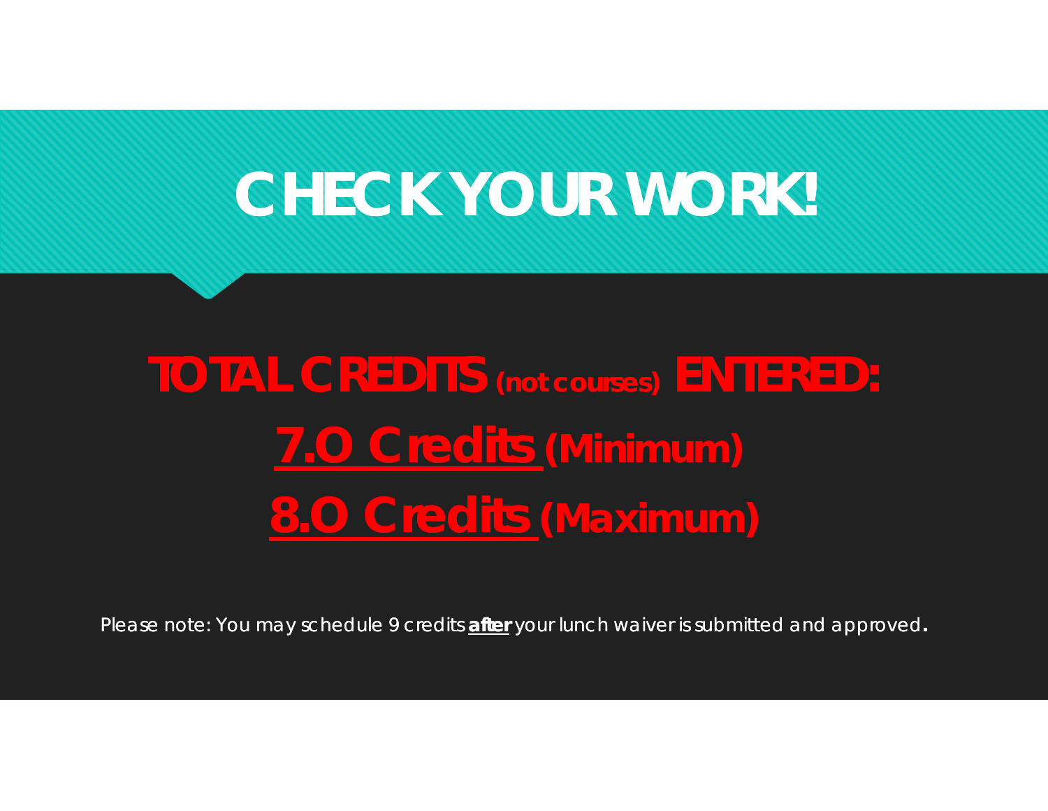# CHECK YOUR WORK!

**TOTAL CREDITS (not courses) ENTERED:**

**7.0 Credits (Minimum)**

**8.0 Credits (Maximum)**

Please note: You may schedule 9 credits **after** your lunch waiver is submitted and approved.